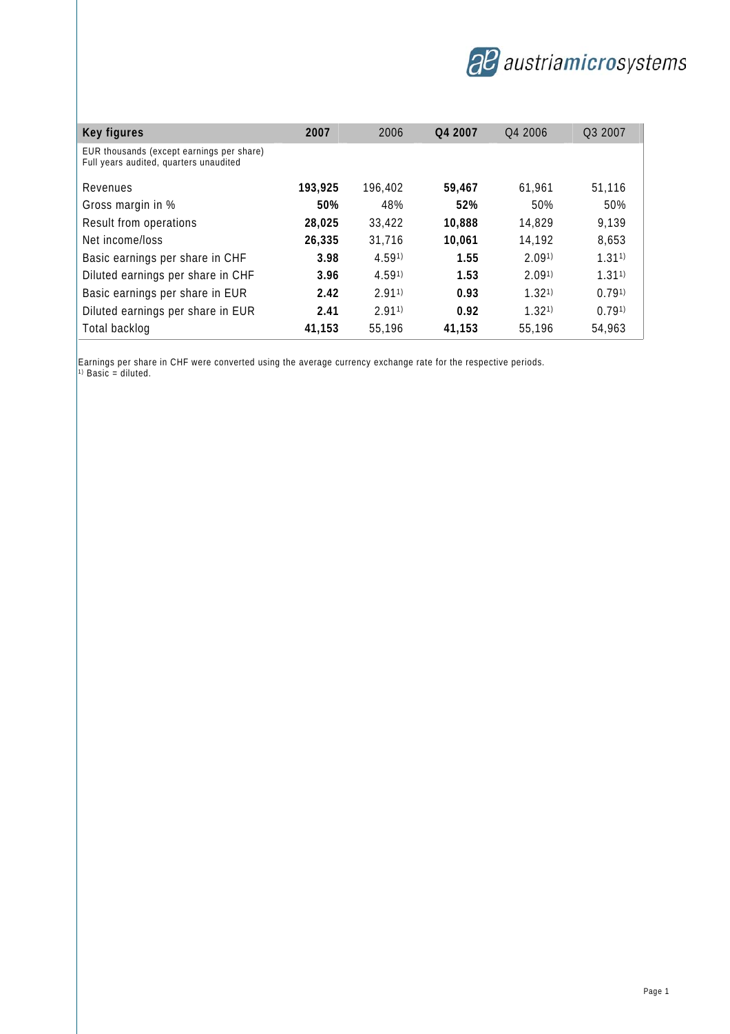austriamicrosystems

| Key figures | 2007 | 2006 | Q4 2007 | Q4 2006 | Q3 2007 |
|---|---|---|---|---|---|
| EUR thousands (except earnings per share)<br>Full years audited, quarters unaudited | | | | | |
| Revenues | **193,925** | 196,402 | **59,467** | 61,961 | 51,116 |
| Gross margin in % | **50%** | 48% | **52%** | 50% | 50% |
| Result from operations | **28,025** | 33,422 | **10,888** | 14,829 | 9,139 |
| Net income/loss | **26,335** | 31,716 | **10,061** | 14,192 | 8,653 |
| Basic earnings per share in CHF | **3.98** | 4.59[1)] | **1.55** | 2.09[1)] | 1.31[1)] |
| Diluted earnings per share in CHF | **3.96** | 4.59[1)] | **1.53** | 2.09[1)] | 1.31[1)] |
| Basic earnings per share in EUR | **2.42** | 2.91[1)] | **0.93** | 1.32[1)] | 0.79[1)] |
| Diluted earnings per share in EUR | **2.41** | 2.91[1)] | **0.92** | 1.32[1)] | 0.79[1)] |
| Total backlog | **41,153** | 55,196 | **41,153** | 55,196 | 54,963 |

Earnings per share in CHF were converted using the average currency exchange rate for the respective periods.
[1)] Basic = diluted.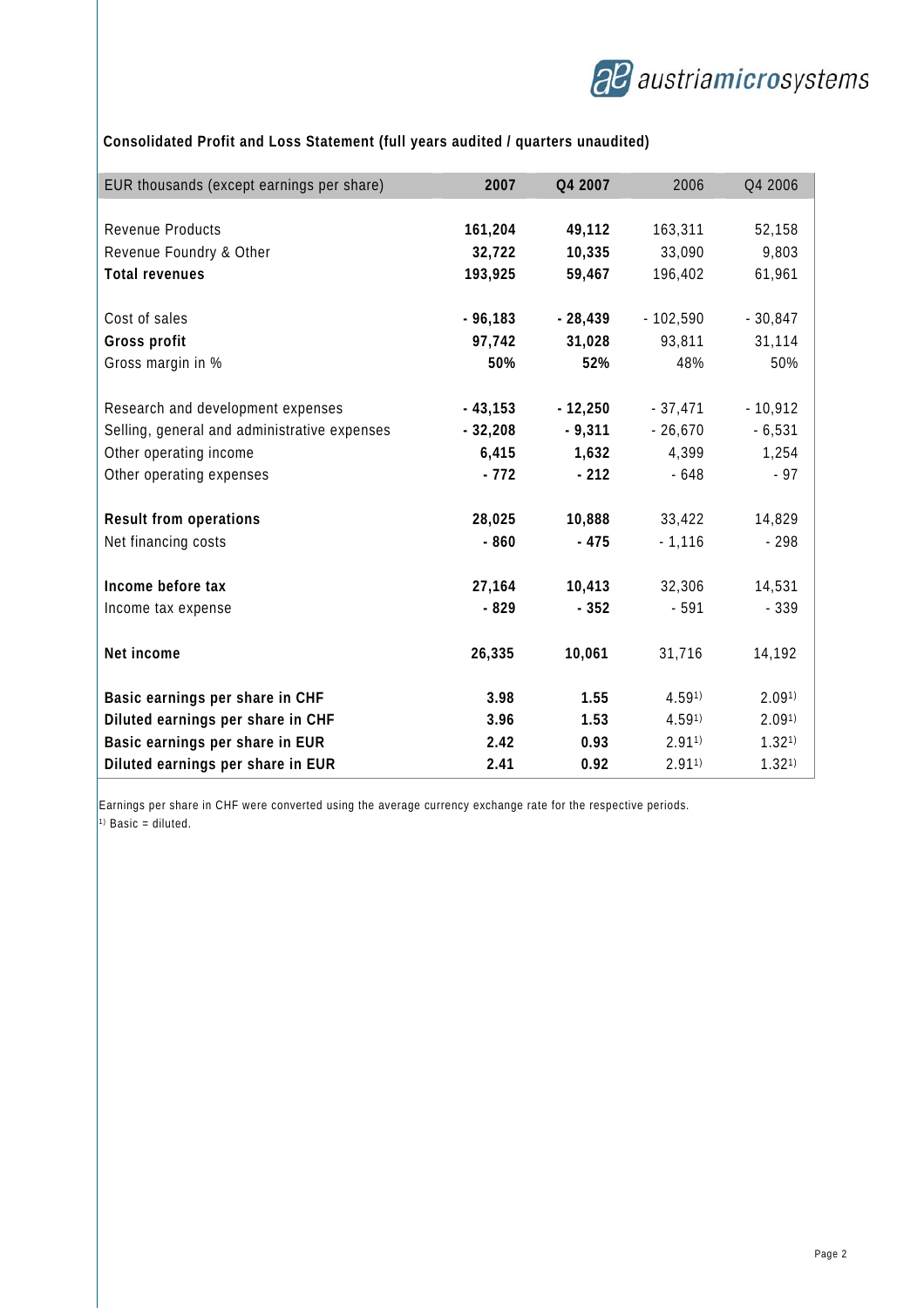**Consolidated Profit and Loss Statement (full years audited / quarters unaudited)**

| EUR thousands (except earnings per share) | 2007 | Q4 2007 | 2006 | Q4 2006 |
|---|---|---|---|---|
| Revenue Products | **161,204** | **49,112** | 163,311 | 52,158 |
| Revenue Foundry & Other | **32,722** | **10,335** | 33,090 | 9,803 |
| **Total revenues** | **193,925** | **59,467** | 196,402 | 61,961 |
| Cost of sales | **- 96,183** | **- 28,439** | - 102,590 | - 30,847 |
| **Gross profit** | **97,742** | **31,028** | 93,811 | 31,114 |
| Gross margin in % | **50%** | **52%** | 48% | 50% |
| Research and development expenses | **- 43,153** | **- 12,250** | - 37,471 | - 10,912 |
| Selling, general and administrative expenses | **- 32,208** | **- 9,311** | - 26,670 | - 6,531 |
| Other operating income | **6,415** | **1,632** | 4,399 | 1,254 |
| Other operating expenses | **- 772** | **- 212** | - 648 | - 97 |
| **Result from operations** | **28,025** | **10,888** | 33,422 | 14,829 |
| Net financing costs | **- 860** | **- 475** | - 1,116 | - 298 |
| **Income before tax** | **27,164** | **10,413** | 32,306 | 14,531 |
| Income tax expense | **- 829** | **- 352** | - 591 | - 339 |
| **Net income** | **26,335** | **10,061** | 31,716 | 14,192 |
| **Basic earnings per share in CHF** | **3.98** | **1.55** | 4.59[1)] | 2.09[1)] |
| **Diluted earnings per share in CHF** | **3.96** | **1.53** | 4.59[1)] | 2.09[1)] |
| **Basic earnings per share in EUR** | **2.42** | **0.93** | 2.91[1)] | 1.32[1)] |
| **Diluted earnings per share in EUR** | **2.41** | **0.92** | 2.91[1)] | 1.32[1)] |

Earnings per share in CHF were converted using the average currency exchange rate for the respective periods.
[1)] Basic = diluted.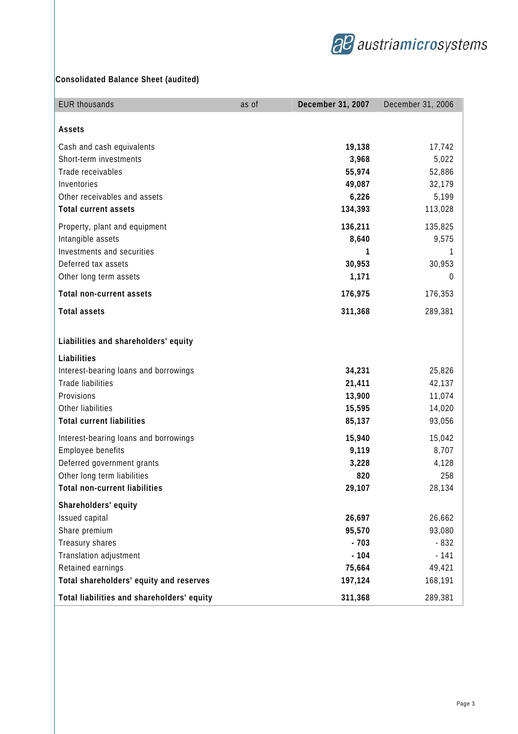## Consolidated Balance Sheet (audited)

| EUR thousands | as of | **December 31, 2007** | December 31, 2006 |
|---|---|---|---|
| **Assets** | | | |
| Cash and cash equivalents | | **19,138** | 17,742 |
| Short-term investments | | **3,968** | 5,022 |
| Trade receivables | | **55,974** | 52,886 |
| Inventories | | **49,087** | 32,179 |
| Other receivables and assets | | **6,226** | 5,199 |
| **Total current assets** | | **134,393** | 113,028 |
| Property, plant and equipment | | **136,211** | 135,825 |
| Intangible assets | | **8,640** | 9,575 |
| Investments and securities | | **1** | 1 |
| Deferred tax assets | | **30,953** | 30,953 |
| Other long term assets | | **1,171** | 0 |
| **Total non-current assets** | | **176,975** | 176,353 |
| **Total assets** | | **311,368** | 289,381 |
| **Liabilities and shareholders' equity** | | | |
| **Liabilities** | | | |
| Interest-bearing loans and borrowings | | **34,231** | 25,826 |
| Trade liabilities | | **21,411** | 42,137 |
| Provisions | | **13,900** | 11,074 |
| Other liabilities | | **15,595** | 14,020 |
| **Total current liabilities** | | **85,137** | 93,056 |
| Interest-bearing loans and borrowings | | **15,940** | 15,042 |
| Employee benefits | | **9,119** | 8,707 |
| Deferred government grants | | **3,228** | 4,128 |
| Other long term liabilities | | **820** | 258 |
| **Total non-current liabilities** | | **29,107** | 28,134 |
| **Shareholders' equity** | | | |
| Issued capital | | **26,697** | 26,662 |
| Share premium | | **95,570** | 93,080 |
| Treasury shares | | **- 703** | - 832 |
| Translation adjustment | | **- 104** | - 141 |
| Retained earnings | | **75,664** | 49,421 |
| **Total shareholders' equity and reserves** | | **197,124** | 168,191 |
| **Total liabilities and shareholders' equity** | | **311,368** | 289,381 |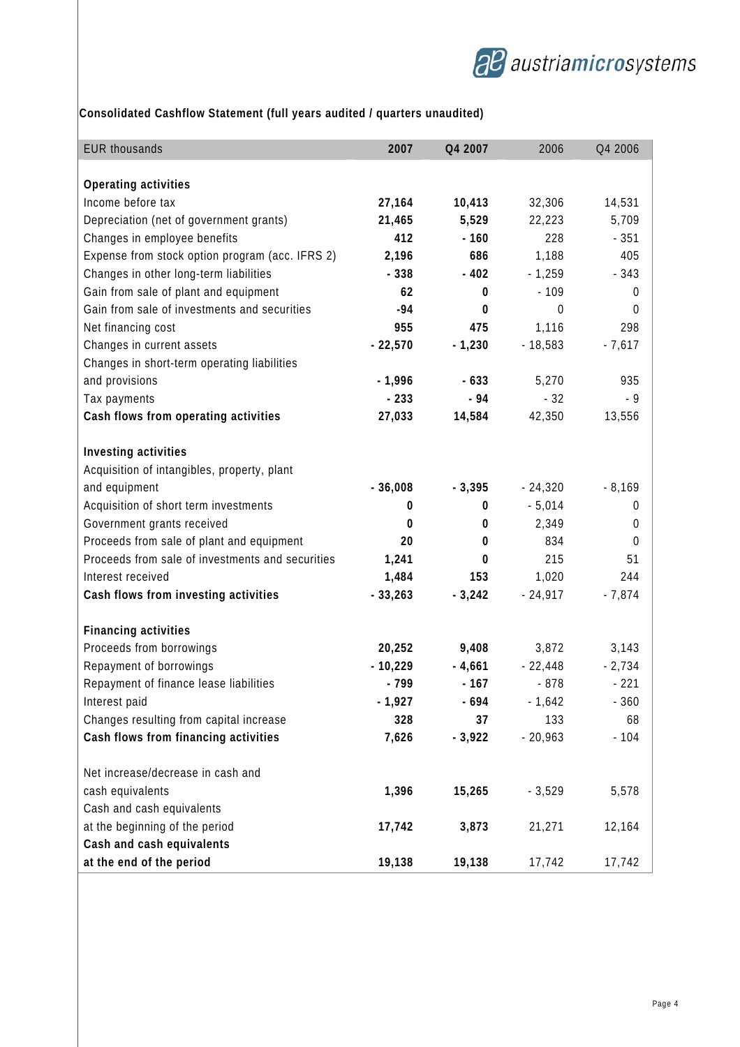**Consolidated Cashflow Statement (full years audited / quarters unaudited)**

| EUR thousands | 2007 | Q4 2007 | 2006 | Q4 2006 |
|---|---|---|---|---|
| **Operating activities** | | | | |
| Income before tax | **27,164** | **10,413** | 32,306 | 14,531 |
| Depreciation (net of government grants) | **21,465** | **5,529** | 22,223 | 5,709 |
| Changes in employee benefits | **412** | **- 160** | 228 | - 351 |
| Expense from stock option program (acc. IFRS 2) | **2,196** | **686** | 1,188 | 405 |
| Changes in other long-term liabilities | **- 338** | **- 402** | - 1,259 | - 343 |
| Gain from sale of plant and equipment | **62** | **0** | - 109 | 0 |
| Gain from sale of investments and securities | **-94** | **0** | 0 | 0 |
| Net financing cost | **955** | **475** | 1,116 | 298 |
| Changes in current assets | **- 22,570** | **- 1,230** | - 18,583 | - 7,617 |
| Changes in short-term operating liabilities and provisions | **- 1,996** | **- 633** | 5,270 | 935 |
| Tax payments | **- 233** | **- 94** | - 32 | - 9 |
| **Cash flows from operating activities** | **27,033** | **14,584** | 42,350 | 13,556 |
| **Investing activities** | | | | |
| Acquisition of intangibles, property, plant and equipment | **- 36,008** | **- 3,395** | - 24,320 | - 8,169 |
| Acquisition of short term investments | **0** | **0** | - 5,014 | 0 |
| Government grants received | **0** | **0** | 2,349 | 0 |
| Proceeds from sale of plant and equipment | **20** | **0** | 834 | 0 |
| Proceeds from sale of investments and securities | **1,241** | **0** | 215 | 51 |
| Interest received | **1,484** | **153** | 1,020 | 244 |
| **Cash flows from investing activities** | **- 33,263** | **- 3,242** | - 24,917 | - 7,874 |
| **Financing activities** | | | | |
| Proceeds from borrowings | **20,252** | **9,408** | 3,872 | 3,143 |
| Repayment of borrowings | **- 10,229** | **- 4,661** | - 22,448 | - 2,734 |
| Repayment of finance lease liabilities | **- 799** | **- 167** | - 878 | - 221 |
| Interest paid | **- 1,927** | **- 694** | - 1,642 | - 360 |
| Changes resulting from capital increase | **328** | **37** | 133 | 68 |
| **Cash flows from financing activities** | **7,626** | **- 3,922** | - 20,963 | - 104 |
| Net increase/decrease in cash and cash equivalents | **1,396** | **15,265** | - 3,529 | 5,578 |
| Cash and cash equivalents at the beginning of the period | **17,742** | **3,873** | 21,271 | 12,164 |
| **Cash and cash equivalents at the end of the period** | **19,138** | **19,138** | 17,742 | 17,742 |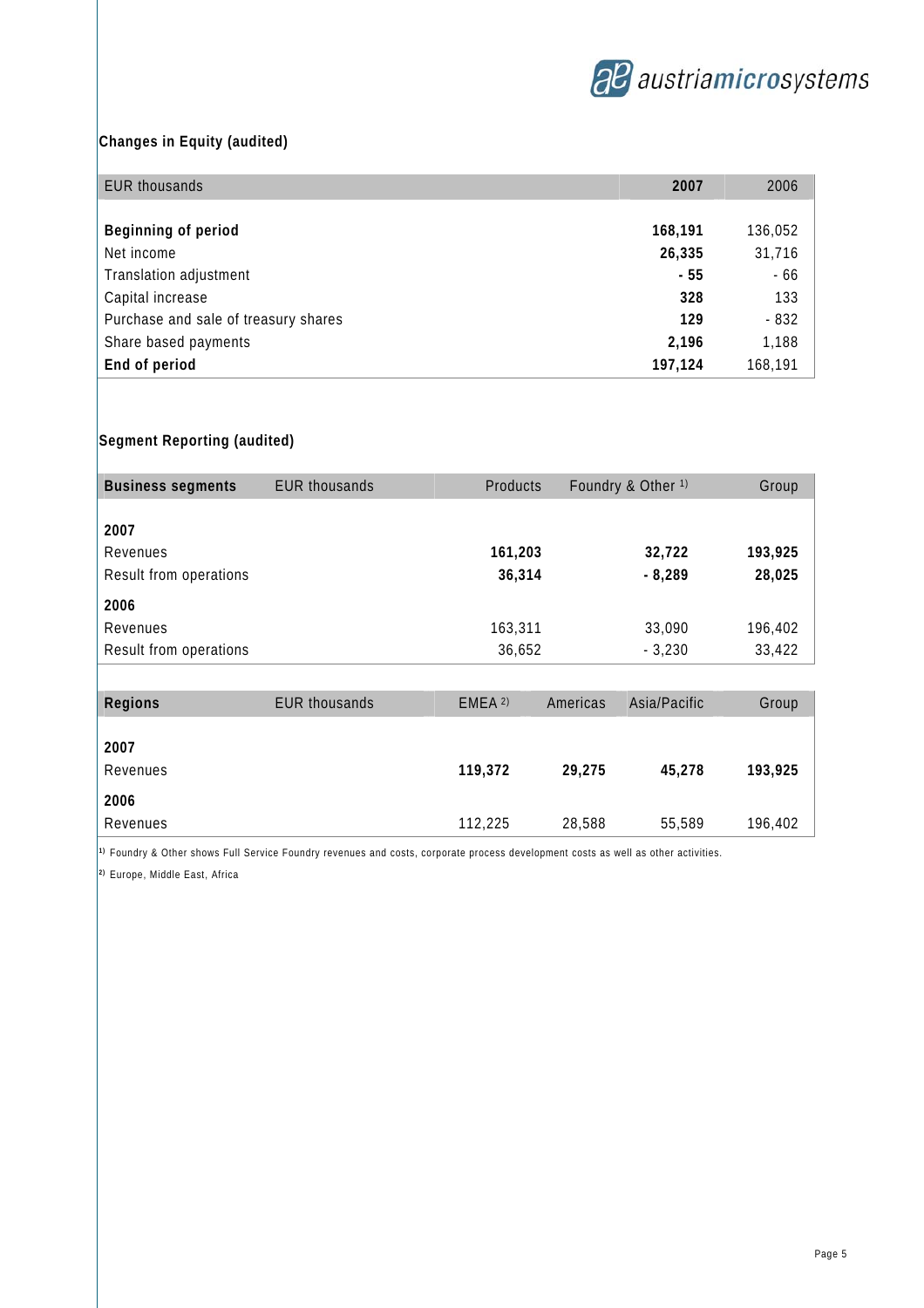### Changes in Equity (audited)

| EUR thousands | 2007 | 2006 |
|---|---|---|
| **Beginning of period** | **168,191** | 136,052 |
| Net income | **26,335** | 31,716 |
| Translation adjustment | **- 55** | - 66 |
| Capital increase | **328** | 133 |
| Purchase and sale of treasury shares | **129** | - 832 |
| Share based payments | **2,196** | 1,188 |
| **End of period** | **197,124** | 168,191 |

### Segment Reporting (audited)

| **Business segments** | EUR thousands | Products | Foundry & Other [1] | Group |
|---|---|---|---|---|
| **2007** | | | | |
| Revenues | | **161,203** | **32,722** | **193,925** |
| Result from operations | | **36,314** | **- 8,289** | **28,025** |
| **2006** | | | | |
| Revenues | | 163,311 | 33,090 | 196,402 |
| Result from operations | | 36,652 | - 3,230 | 33,422 |

| **Regions** | EUR thousands | EMEA [2] | Americas | Asia/Pacific | Group |
|---|---|---|---|---|---|
| **2007** | | | | | |
| Revenues | | **119,372** | **29,275** | **45,278** | **193,925** |
| **2006** | | | | | |
| Revenues | | 112,225 | 28,588 | 55,589 | 196,402 |

[1] Foundry & Other shows Full Service Foundry revenues and costs, corporate process development costs as well as other activities.

[2] Europe, Middle East, Africa